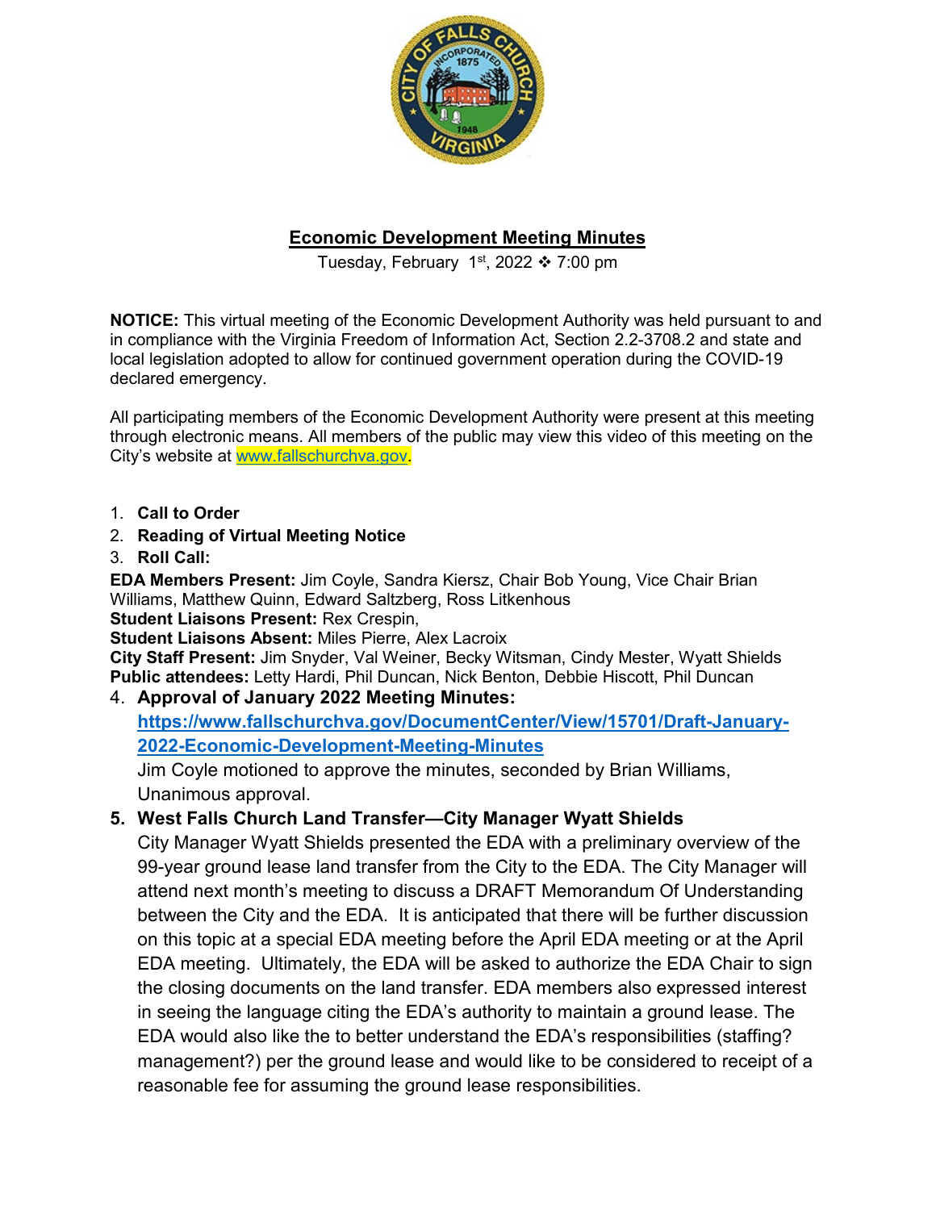## Economic Development Meeting Minutes

Tuesday, February 1st, 2022 ❖ 7:00 pm

**NOTICE:** This virtual meeting of the Economic Development Authority was held pursuant to and in compliance with the Virginia Freedom of Information Act, Section 2.2-3708.2 and state and local legislation adopted to allow for continued government operation during the COVID-19 declared emergency.

All participating members of the Economic Development Authority were present at this meeting through electronic means. All members of the public may view this video of this meeting on the City's website at www.fallschurchva.gov.

1. **Call to Order**
2. **Reading of Virtual Meeting Notice**
3. **Roll Call:**

**EDA Members Present:** Jim Coyle, Sandra Kiersz, Chair Bob Young, Vice Chair Brian Williams, Matthew Quinn, Edward Saltzberg, Ross Litkenhous
**Student Liaisons Present:** Rex Crespin,
**Student Liaisons Absent:** Miles Pierre, Alex Lacroix
**City Staff Present:** Jim Snyder, Val Weiner, Becky Witsman, Cindy Mester, Wyatt Shields
**Public attendees:** Letty Hardi, Phil Duncan, Nick Benton, Debbie Hiscott, Phil Duncan

4. **Approval of January 2022 Meeting Minutes:** **https://www.fallschurchva.gov/DocumentCenter/View/15701/Draft-January-2022-Economic-Development-Meeting-Minutes**
   Jim Coyle motioned to approve the minutes, seconded by Brian Williams, Unanimous approval.
5. **West Falls Church Land Transfer—City Manager Wyatt Shields**
   City Manager Wyatt Shields presented the EDA with a preliminary overview of the 99-year ground lease land transfer from the City to the EDA. The City Manager will attend next month's meeting to discuss a DRAFT Memorandum Of Understanding between the City and the EDA. It is anticipated that there will be further discussion on this topic at a special EDA meeting before the April EDA meeting or at the April EDA meeting. Ultimately, the EDA will be asked to authorize the EDA Chair to sign the closing documents on the land transfer. EDA members also expressed interest in seeing the language citing the EDA's authority to maintain a ground lease. The EDA would also like the to better understand the EDA's responsibilities (staffing? management?) per the ground lease and would like to be considered to receipt of a reasonable fee for assuming the ground lease responsibilities.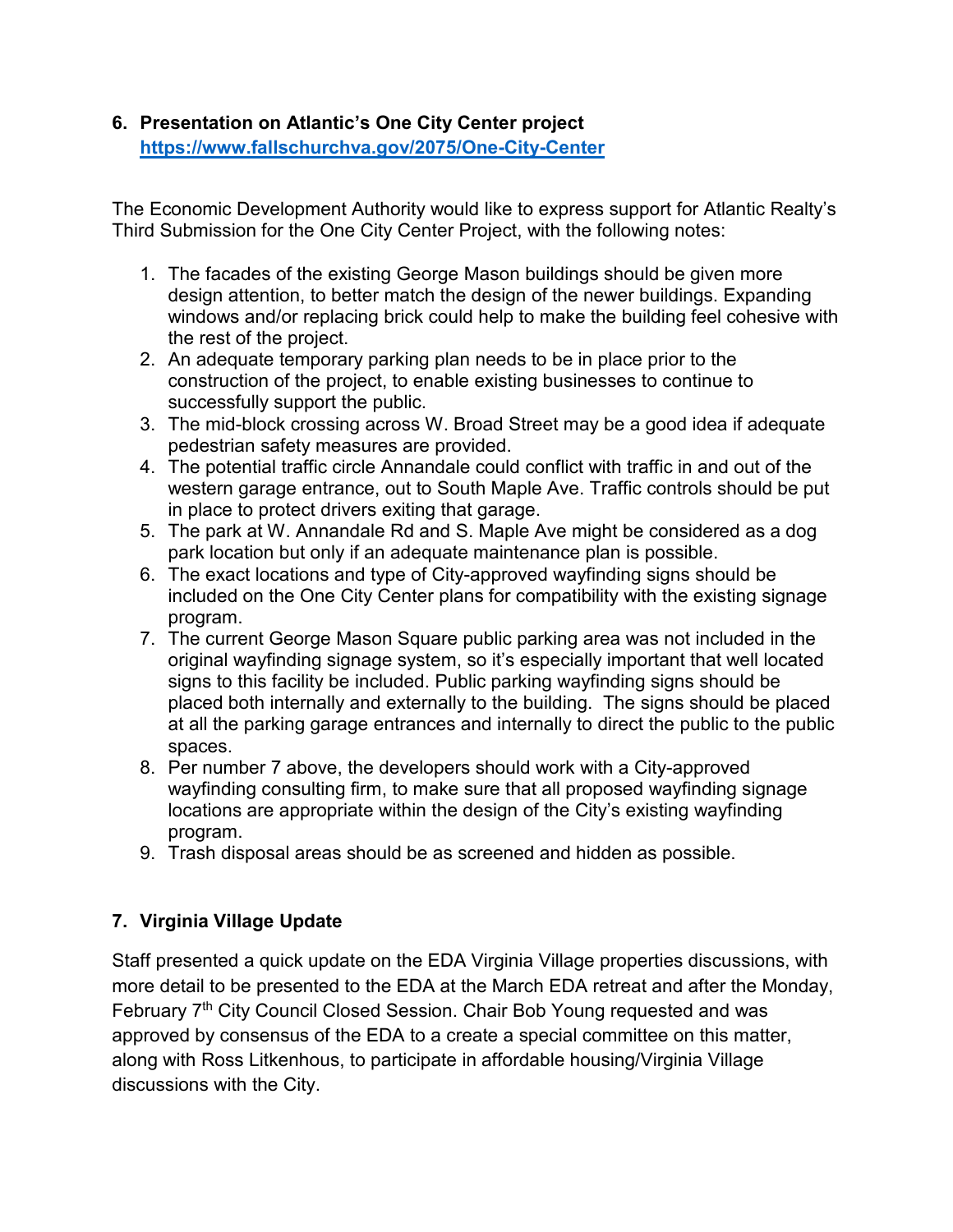**6. Presentation on Atlantic's One City Center project**
**https://www.fallschurchva.gov/2075/One-City-Center**

The Economic Development Authority would like to express support for Atlantic Realty's Third Submission for the One City Center Project, with the following notes:

1. The facades of the existing George Mason buildings should be given more design attention, to better match the design of the newer buildings. Expanding windows and/or replacing brick could help to make the building feel cohesive with the rest of the project.
2. An adequate temporary parking plan needs to be in place prior to the construction of the project, to enable existing businesses to continue to successfully support the public.
3. The mid-block crossing across W. Broad Street may be a good idea if adequate pedestrian safety measures are provided.
4. The potential traffic circle Annandale could conflict with traffic in and out of the western garage entrance, out to South Maple Ave. Traffic controls should be put in place to protect drivers exiting that garage.
5. The park at W. Annandale Rd and S. Maple Ave might be considered as a dog park location but only if an adequate maintenance plan is possible.
6. The exact locations and type of City-approved wayfinding signs should be included on the One City Center plans for compatibility with the existing signage program.
7. The current George Mason Square public parking area was not included in the original wayfinding signage system, so it's especially important that well located signs to this facility be included. Public parking wayfinding signs should be placed both internally and externally to the building. The signs should be placed at all the parking garage entrances and internally to direct the public to the public spaces.
8. Per number 7 above, the developers should work with a City-approved wayfinding consulting firm, to make sure that all proposed wayfinding signage locations are appropriate within the design of the City's existing wayfinding program.
9. Trash disposal areas should be as screened and hidden as possible.

**7. Virginia Village Update**

Staff presented a quick update on the EDA Virginia Village properties discussions, with more detail to be presented to the EDA at the March EDA retreat and after the Monday, February 7th City Council Closed Session. Chair Bob Young requested and was approved by consensus of the EDA to a create a special committee on this matter, along with Ross Litkenhous, to participate in affordable housing/Virginia Village discussions with the City.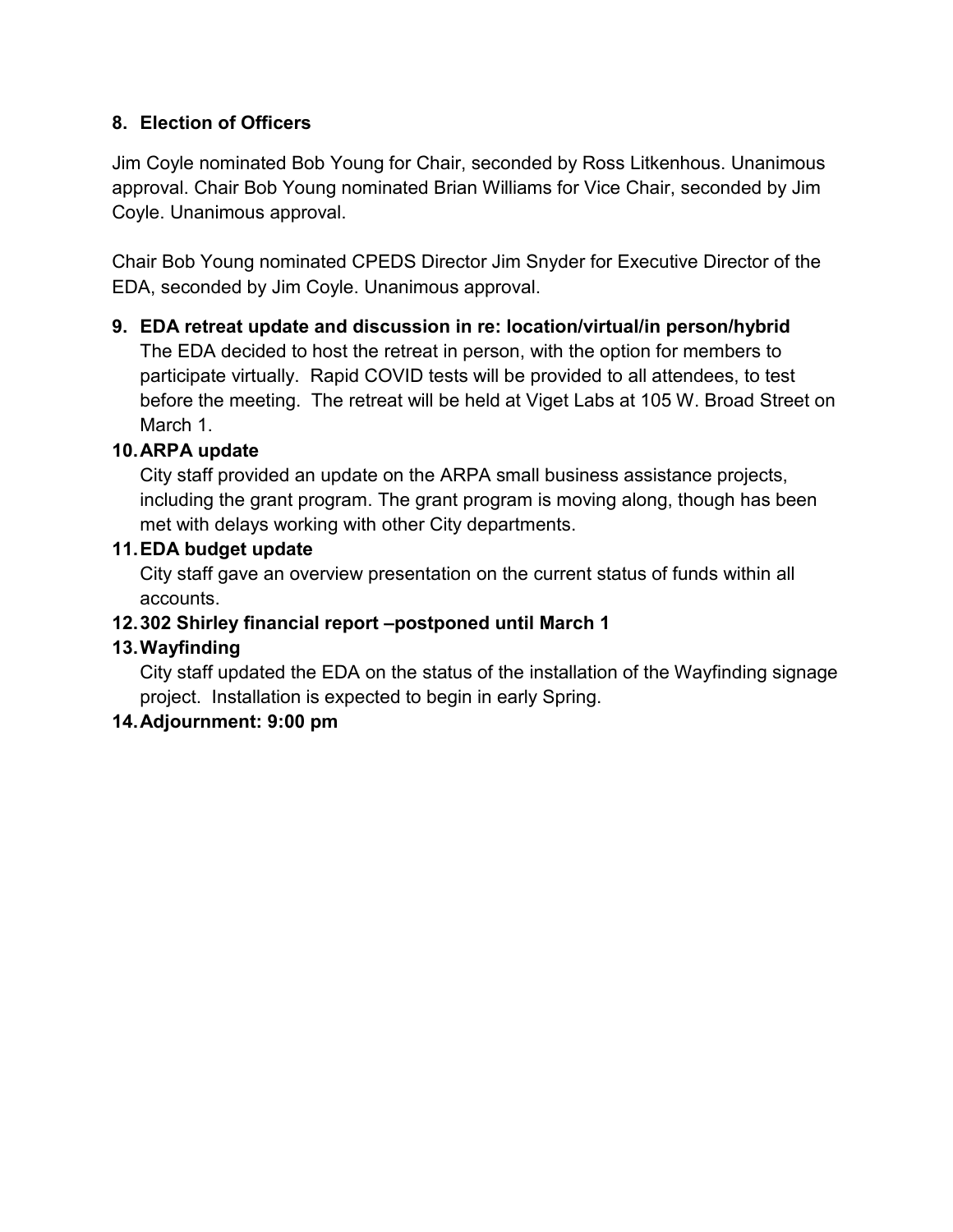8. **Election of Officers**

Jim Coyle nominated Bob Young for Chair, seconded by Ross Litkenhous. Unanimous approval. Chair Bob Young nominated Brian Williams for Vice Chair, seconded by Jim Coyle. Unanimous approval.

Chair Bob Young nominated CPEDS Director Jim Snyder for Executive Director of the EDA, seconded by Jim Coyle. Unanimous approval.

9. **EDA retreat update and discussion in re: location/virtual/in person/hybrid**
   The EDA decided to host the retreat in person, with the option for members to participate virtually. Rapid COVID tests will be provided to all attendees, to test before the meeting. The retreat will be held at Viget Labs at 105 W. Broad Street on March 1.
10. **ARPA update**
    City staff provided an update on the ARPA small business assistance projects, including the grant program. The grant program is moving along, though has been met with delays working with other City departments.
11. **EDA budget update**
    City staff gave an overview presentation on the current status of funds within all accounts.
12. **302 Shirley financial report –postponed until March 1**
13. **Wayfinding**
    City staff updated the EDA on the status of the installation of the Wayfinding signage project. Installation is expected to begin in early Spring.
14. **Adjournment: 9:00 pm**